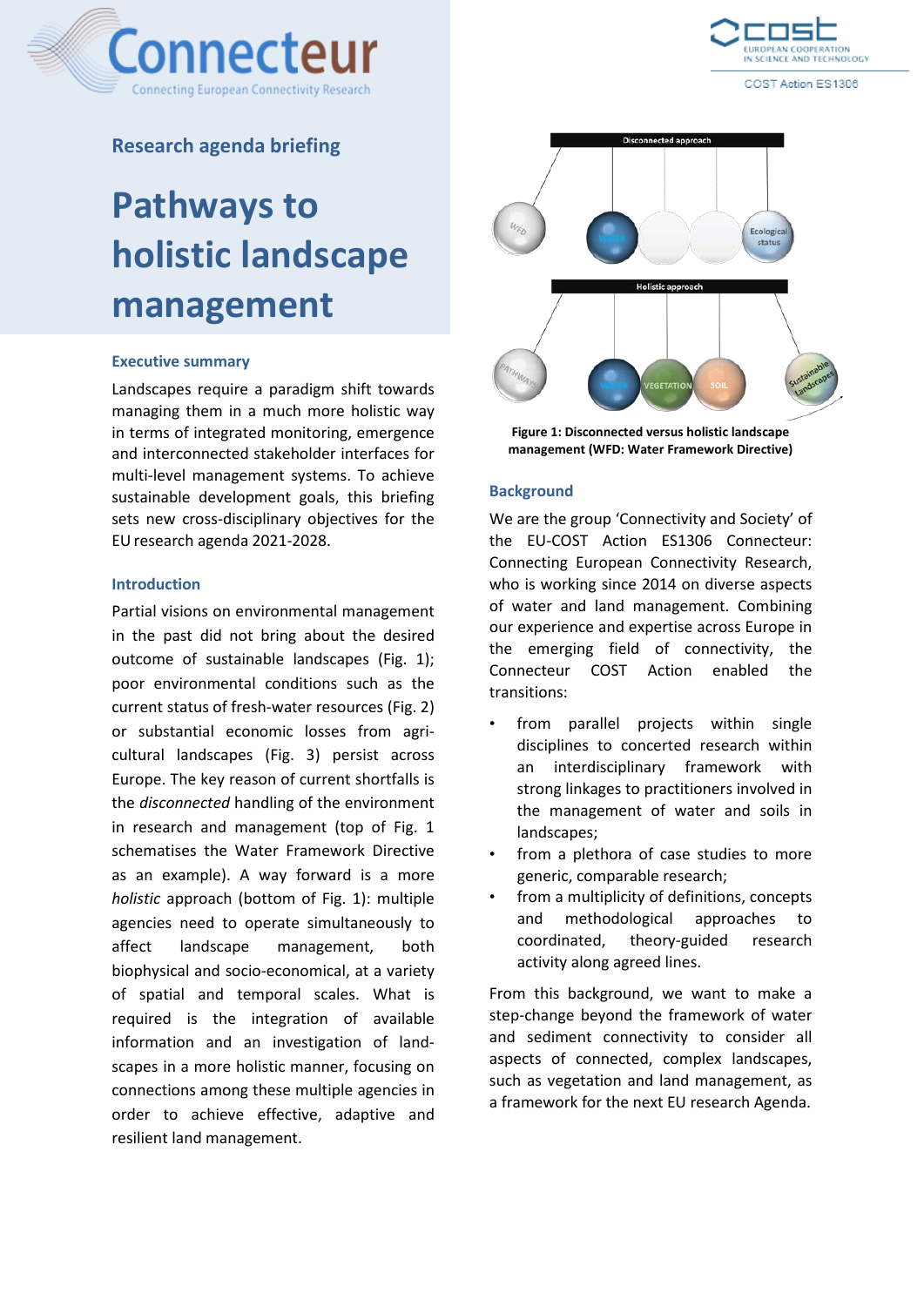**Connecteur**
Connecting European Connectivity Research

cost
EUROPEAN COOPERATION IN SCIENCE AND TECHNOLOGY

COST Action ES1306

## Research agenda briefing

# Pathways to holistic landscape management

### Executive summary

Landscapes require a paradigm shift towards managing them in a much more holistic way in terms of integrated monitoring, emergence and interconnected stakeholder interfaces for multi-level management systems. To achieve sustainable development goals, this briefing sets new cross-disciplinary objectives for the EU research agenda 2021-2028.

### Introduction

Partial visions on environmental management in the past did not bring about the desired outcome of sustainable landscapes (Fig. 1); poor environmental conditions such as the current status of fresh-water resources (Fig. 2) or substantial economic losses from agricultural landscapes (Fig. 3) persist across Europe. The key reason of current shortfalls is the *disconnected* handling of the environment in research and management (top of Fig. 1 schematises the Water Framework Directive as an example). A way forward is a more *holistic* approach (bottom of Fig. 1): multiple agencies need to operate simultaneously to affect landscape management, both biophysical and socio-economical, at a variety of spatial and temporal scales. What is required is the integration of available information and an investigation of landscapes in a more holistic manner, focusing on connections among these multiple agencies in order to achieve effective, adaptive and resilient land management.

**Figure 1: Disconnected versus holistic landscape management (WFD: Water Framework Directive)**

### Background

We are the group 'Connectivity and Society' of the EU-COST Action ES1306 Connecteur: Connecting European Connectivity Research, who is working since 2014 on diverse aspects of water and land management. Combining our experience and expertise across Europe in the emerging field of connectivity, the Connecteur COST Action enabled the transitions:

- from parallel projects within single disciplines to concerted research within an interdisciplinary framework with strong linkages to practitioners involved in the management of water and soils in landscapes;
- from a plethora of case studies to more generic, comparable research;
- from a multiplicity of definitions, concepts and methodological approaches to coordinated, theory-guided research activity along agreed lines.

From this background, we want to make a step-change beyond the framework of water and sediment connectivity to consider all aspects of connected, complex landscapes, such as vegetation and land management, as a framework for the next EU research Agenda.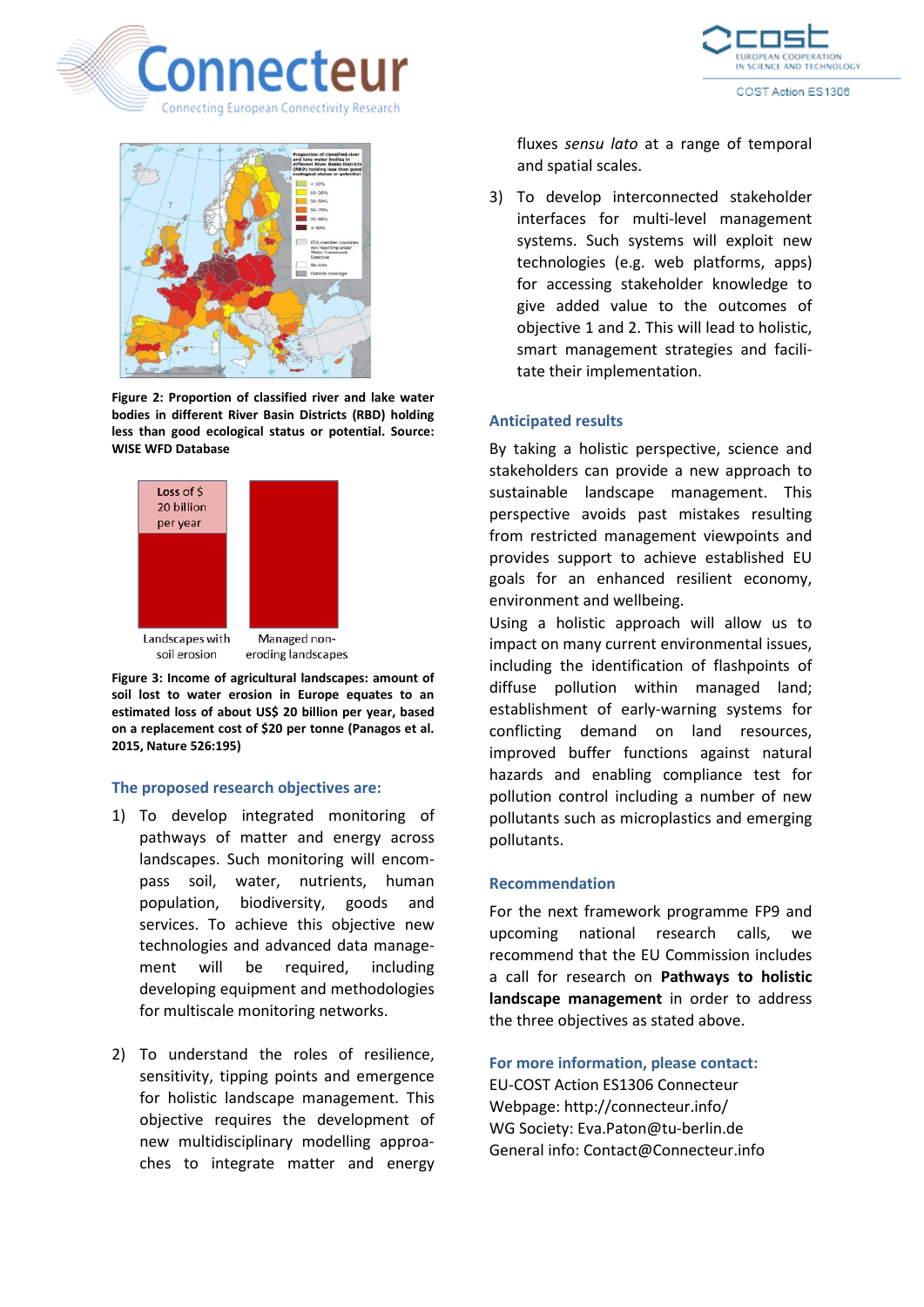Figure 2: Proportion of classified river and lake water bodies in different River Basin Districts (RBD) holding less than good ecological status or potential. Source: WISE WFD Database

Loss of $ 20 billion per year

Landscapes with soil erosion

Managed non-eroding landscapes

**Figure 3: Income of agricultural landscapes: amount of soil lost to water erosion in Europe equates to an estimated loss of about US$ 20 billion per year, based on a replacement cost of $20 per tonne (Panagos et al. 2015, Nature 526:195)**

## The proposed research objectives are:

1) To develop integrated monitoring of pathways of matter and energy across landscapes. Such monitoring will encompass soil, water, nutrients, human population, biodiversity, goods and services. To achieve this objective new technologies and advanced data management will be required, including developing equipment and methodologies for multiscale monitoring networks.

2) To understand the roles of resilience, sensitivity, tipping points and emergence for holistic landscape management. This objective requires the development of new multidisciplinary modelling approaches to integrate matter and energy fluxes *sensu lato* at a range of temporal and spatial scales.

3) To develop interconnected stakeholder interfaces for multi-level management systems. Such systems will exploit new technologies (e.g. web platforms, apps) for accessing stakeholder knowledge to give added value to the outcomes of objective 1 and 2. This will lead to holistic, smart management strategies and facilitate their implementation.

## Anticipated results

By taking a holistic perspective, science and stakeholders can provide a new approach to sustainable landscape management. This perspective avoids past mistakes resulting from restricted management viewpoints and provides support to achieve established EU goals for an enhanced resilient economy, environment and wellbeing.

Using a holistic approach will allow us to impact on many current environmental issues, including the identification of flashpoints of diffuse pollution within managed land; establishment of early-warning systems for conflicting demand on land resources, improved buffer functions against natural hazards and enabling compliance test for pollution control including a number of new pollutants such as microplastics and emerging pollutants.

## Recommendation

For the next framework programme FP9 and upcoming national research calls, we recommend that the EU Commission includes a call for research on **Pathways to holistic landscape management** in order to address the three objectives as stated above.

## For more information, please contact:

EU-COST Action ES1306 Connecteur
Webpage: http://connecteur.info/
WG Society: Eva.Paton@tu-berlin.de
General info: Contact@Connecteur.info